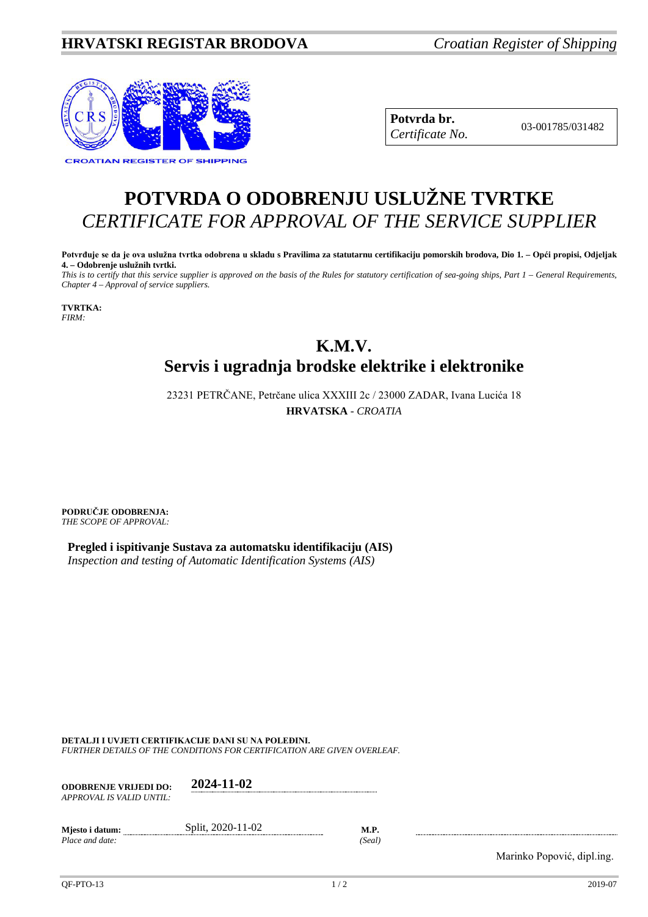**Potvrda br.**
*Certificate No.* 03-001785/031482

# POTVRDA O ODOBRENJU USLUŽNE TVRTKE
# *CERTIFICATE FOR APPROVAL OF THE SERVICE SUPPLIER*

**Potvrđuje se da je ova uslužna tvrtka odobrena u skladu s Pravilima za statutarnu certifikaciju pomorskih brodova, Dio 1. – Opći propisi, Odjeljak 4. – Odobrenje uslužnih tvrtki.**
*This is to certify that this service supplier is approved on the basis of the Rules for statutory certification of sea-going ships, Part 1 – General Requirements, Chapter 4 – Approval of service suppliers.*

**TVRTKA:**
*FIRM:*

## K.M.V.
## Servis i ugradnja brodske elektrike i elektronike

23231 PETRČANE, Petrčane ulica XXXIII 2c / 23000 ZADAR, Ivana Lucića 18
**HRVATSKA** - *CROATIA*

**PODRUČJE ODOBRENJA:**
*THE SCOPE OF APPROVAL:*

**Pregled i ispitivanje Sustava za automatsku identifikaciju (AIS)**
*Inspection and testing of Automatic Identification Systems (AIS)*

**DETALJI I UVJETI CERTIFIKACIJE DANI SU NA POLEĐINI.**
*FURTHER DETAILS OF THE CONDITIONS FOR CERTIFICATION ARE GIVEN OVERLEAF.*

**ODOBRENJE VRIJEDI DO:** **2024-11-02**
*APPROVAL IS VALID UNTIL:*

**Mjesto i datum:** Split, 2020-11-02
*Place and date:*

**M.P.**
*(Seal)*

Marinko Popović, dipl.ing.

QF-PTO-13 2019-07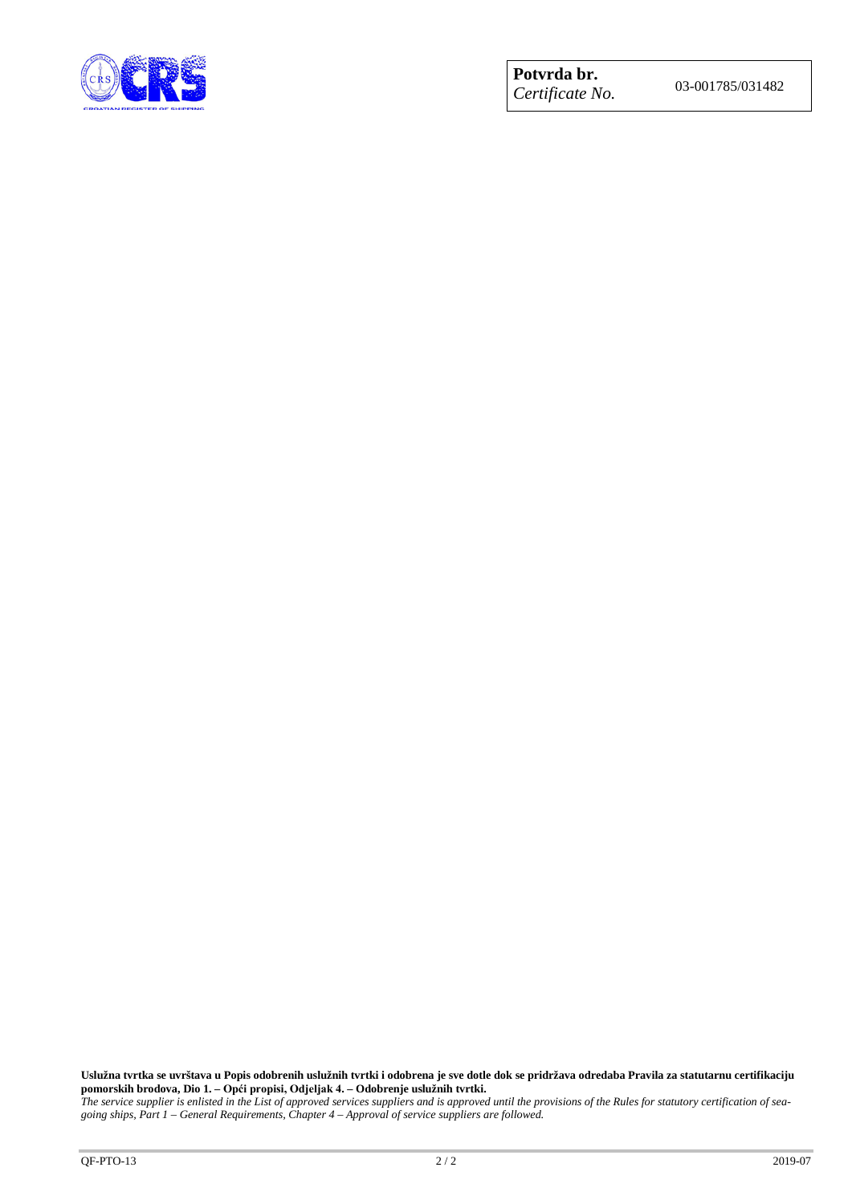| | |
|---|---|
| **Potvrda br.** *Certificate No.* | 03-001785/031482 |

**Uslužna tvrtka se uvrštava u Popis odobrenih uslužnih tvrtki i odobrena je sve dotle dok se pridržava odredaba Pravila za statutarnu certifikaciju pomorskih brodova, Dio 1. – Opći propisi, Odjeljak 4. – Odobrenje uslužnih tvrtki.**
*The service supplier is enlisted in the List of approved services suppliers and is approved until the provisions of the Rules for statutory certification of sea-going ships, Part 1 – General Requirements, Chapter 4 – Approval of service suppliers are followed.*

QF-PTO-13 2019-07